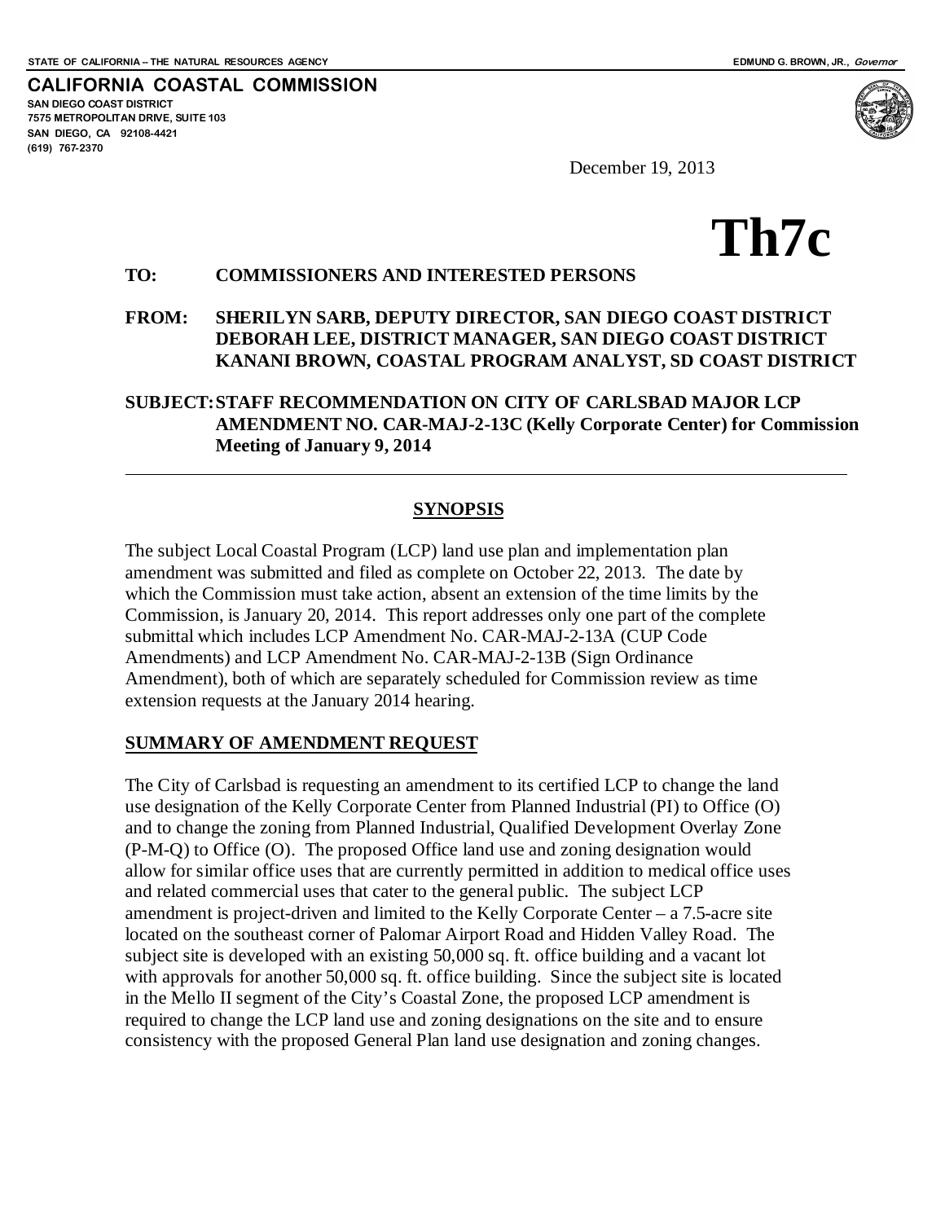STATE OF CALIFORNIA – THE NATURAL RESOURCES AGENCY

EDMUND G. BROWN, JR., *Governor*

**CALIFORNIA COASTAL COMMISSION**
**SAN DIEGO COAST DISTRICT**
**7575 METROPOLITAN DRIVE, SUITE 103**
**SAN DIEGO, CA 92108-4421**
**(619) 767-2370**

December 19, 2013

# Th7c

**TO:** **COMMISSIONERS AND INTERESTED PERSONS**

**FROM:** **SHERILYN SARB, DEPUTY DIRECTOR, SAN DIEGO COAST DISTRICT**
**DEBORAH LEE, DISTRICT MANAGER, SAN DIEGO COAST DISTRICT**
**KANANI BROWN, COASTAL PROGRAM ANALYST, SD COAST DISTRICT**

**SUBJECT: STAFF RECOMMENDATION ON CITY OF CARLSBAD MAJOR LCP AMENDMENT NO. CAR-MAJ-2-13C (Kelly Corporate Center) for Commission Meeting of January 9, 2014**

---

## SYNOPSIS

The subject Local Coastal Program (LCP) land use plan and implementation plan amendment was submitted and filed as complete on October 22, 2013. The date by which the Commission must take action, absent an extension of the time limits by the Commission, is January 20, 2014. This report addresses only one part of the complete submittal which includes LCP Amendment No. CAR-MAJ-2-13A (CUP Code Amendments) and LCP Amendment No. CAR-MAJ-2-13B (Sign Ordinance Amendment), both of which are separately scheduled for Commission review as time extension requests at the January 2014 hearing.

## SUMMARY OF AMENDMENT REQUEST

The City of Carlsbad is requesting an amendment to its certified LCP to change the land use designation of the Kelly Corporate Center from Planned Industrial (PI) to Office (O) and to change the zoning from Planned Industrial, Qualified Development Overlay Zone (P-M-Q) to Office (O). The proposed Office land use and zoning designation would allow for similar office uses that are currently permitted in addition to medical office uses and related commercial uses that cater to the general public. The subject LCP amendment is project-driven and limited to the Kelly Corporate Center – a 7.5-acre site located on the southeast corner of Palomar Airport Road and Hidden Valley Road. The subject site is developed with an existing 50,000 sq. ft. office building and a vacant lot with approvals for another 50,000 sq. ft. office building. Since the subject site is located in the Mello II segment of the City's Coastal Zone, the proposed LCP amendment is required to change the LCP land use and zoning designations on the site and to ensure consistency with the proposed General Plan land use designation and zoning changes.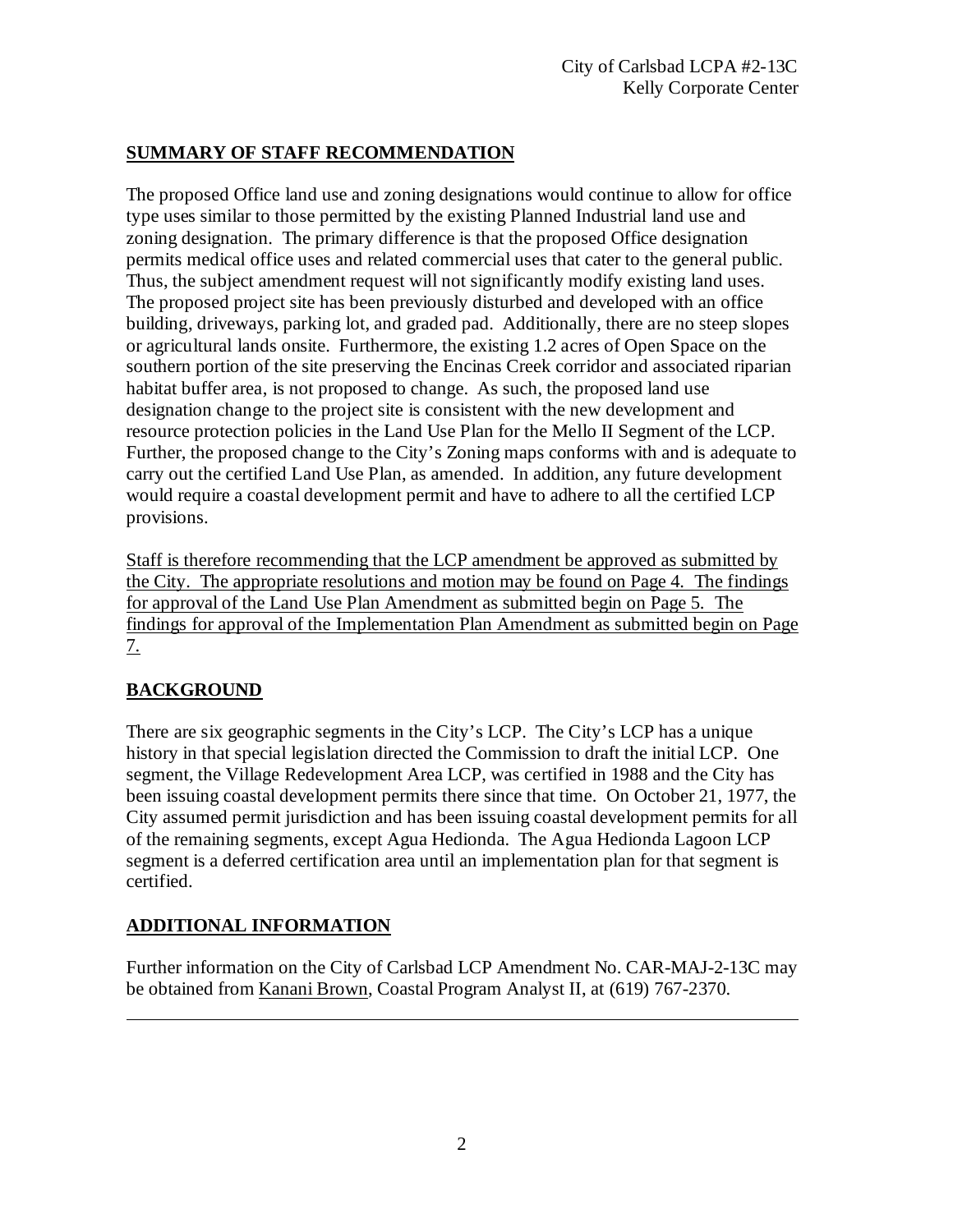## SUMMARY OF STAFF RECOMMENDATION

The proposed Office land use and zoning designations would continue to allow for office type uses similar to those permitted by the existing Planned Industrial land use and zoning designation. The primary difference is that the proposed Office designation permits medical office uses and related commercial uses that cater to the general public. Thus, the subject amendment request will not significantly modify existing land uses. The proposed project site has been previously disturbed and developed with an office building, driveways, parking lot, and graded pad. Additionally, there are no steep slopes or agricultural lands onsite. Furthermore, the existing 1.2 acres of Open Space on the southern portion of the site preserving the Encinas Creek corridor and associated riparian habitat buffer area, is not proposed to change. As such, the proposed land use designation change to the project site is consistent with the new development and resource protection policies in the Land Use Plan for the Mello II Segment of the LCP. Further, the proposed change to the City's Zoning maps conforms with and is adequate to carry out the certified Land Use Plan, as amended. In addition, any future development would require a coastal development permit and have to adhere to all the certified LCP provisions.

<u>Staff is therefore recommending that the LCP amendment be approved as submitted by the City. The appropriate resolutions and motion may be found on Page 4. The findings for approval of the Land Use Plan Amendment as submitted begin on Page 5. The findings for approval of the Implementation Plan Amendment as submitted begin on Page 7.</u>

## BACKGROUND

There are six geographic segments in the City's LCP. The City's LCP has a unique history in that special legislation directed the Commission to draft the initial LCP. One segment, the Village Redevelopment Area LCP, was certified in 1988 and the City has been issuing coastal development permits there since that time. On October 21, 1977, the City assumed permit jurisdiction and has been issuing coastal development permits for all of the remaining segments, except Agua Hedionda. The Agua Hedionda Lagoon LCP segment is a deferred certification area until an implementation plan for that segment is certified.

## ADDITIONAL INFORMATION

Further information on the City of Carlsbad LCP Amendment No. CAR-MAJ-2-13C may be obtained from <u>Kanani Brown</u>, Coastal Program Analyst II, at (619) 767-2370.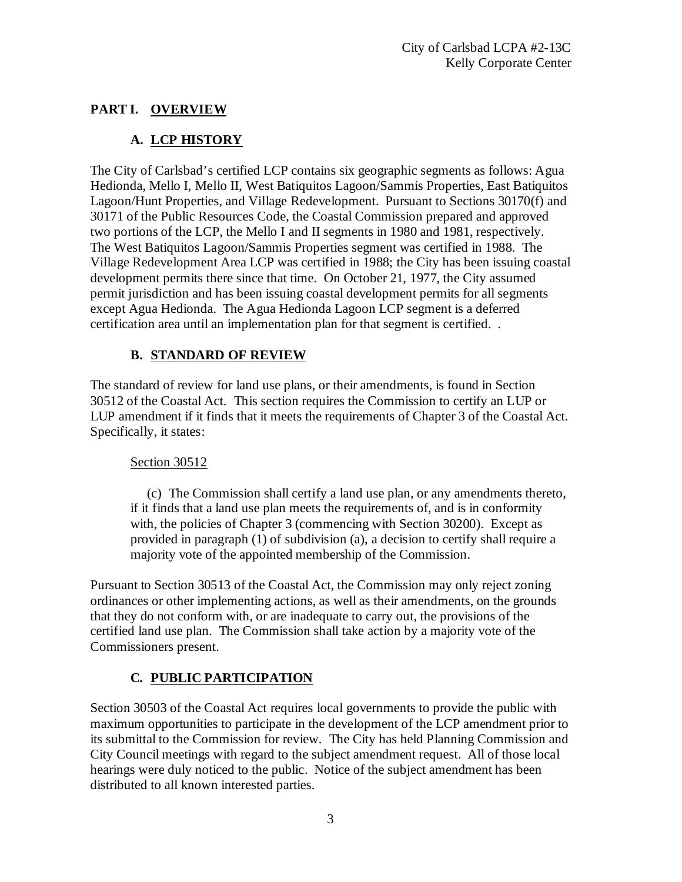## PART I. OVERVIEW

### A. LCP HISTORY

The City of Carlsbad's certified LCP contains six geographic segments as follows: Agua Hedionda, Mello I, Mello II, West Batiquitos Lagoon/Sammis Properties, East Batiquitos Lagoon/Hunt Properties, and Village Redevelopment. Pursuant to Sections 30170(f) and 30171 of the Public Resources Code, the Coastal Commission prepared and approved two portions of the LCP, the Mello I and II segments in 1980 and 1981, respectively. The West Batiquitos Lagoon/Sammis Properties segment was certified in 1988. The Village Redevelopment Area LCP was certified in 1988; the City has been issuing coastal development permits there since that time. On October 21, 1977, the City assumed permit jurisdiction and has been issuing coastal development permits for all segments except Agua Hedionda. The Agua Hedionda Lagoon LCP segment is a deferred certification area until an implementation plan for that segment is certified. .

### B. STANDARD OF REVIEW

The standard of review for land use plans, or their amendments, is found in Section 30512 of the Coastal Act. This section requires the Commission to certify an LUP or LUP amendment if it finds that it meets the requirements of Chapter 3 of the Coastal Act. Specifically, it states:

> Section 30512
>
> (c) The Commission shall certify a land use plan, or any amendments thereto, if it finds that a land use plan meets the requirements of, and is in conformity with, the policies of Chapter 3 (commencing with Section 30200). Except as provided in paragraph (1) of subdivision (a), a decision to certify shall require a majority vote of the appointed membership of the Commission.

Pursuant to Section 30513 of the Coastal Act, the Commission may only reject zoning ordinances or other implementing actions, as well as their amendments, on the grounds that they do not conform with, or are inadequate to carry out, the provisions of the certified land use plan. The Commission shall take action by a majority vote of the Commissioners present.

### C. PUBLIC PARTICIPATION

Section 30503 of the Coastal Act requires local governments to provide the public with maximum opportunities to participate in the development of the LCP amendment prior to its submittal to the Commission for review. The City has held Planning Commission and City Council meetings with regard to the subject amendment request. All of those local hearings were duly noticed to the public. Notice of the subject amendment has been distributed to all known interested parties.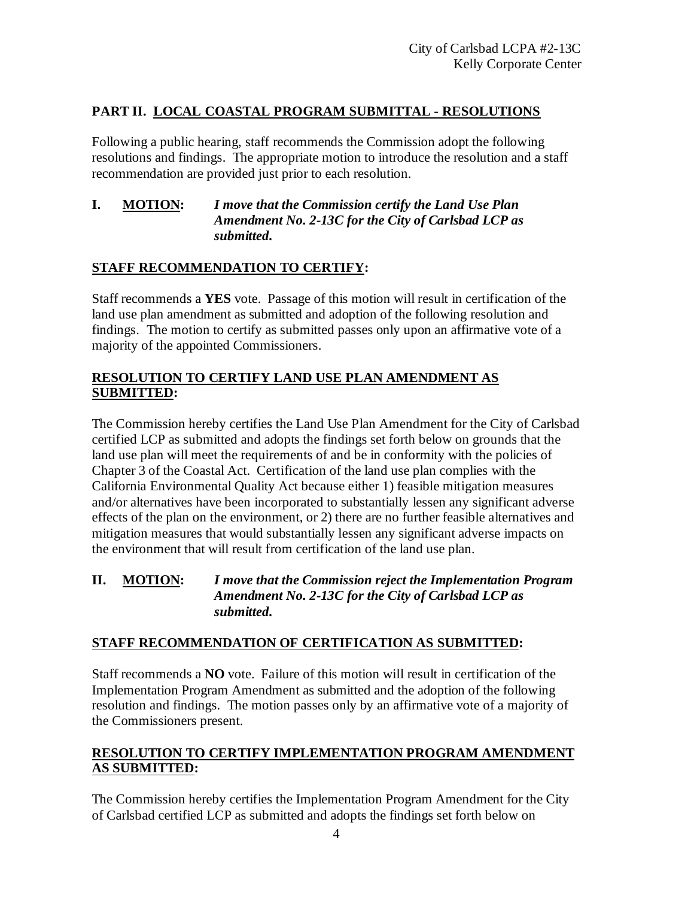## PART II. LOCAL COASTAL PROGRAM SUBMITTAL - RESOLUTIONS

Following a public hearing, staff recommends the Commission adopt the following resolutions and findings. The appropriate motion to introduce the resolution and a staff recommendation are provided just prior to each resolution.

**I. MOTION:** ***I move that the Commission certify the Land Use Plan Amendment No. 2-13C for the City of Carlsbad LCP as submitted.***

**STAFF RECOMMENDATION TO CERTIFY:**

Staff recommends a **YES** vote. Passage of this motion will result in certification of the land use plan amendment as submitted and adoption of the following resolution and findings. The motion to certify as submitted passes only upon an affirmative vote of a majority of the appointed Commissioners.

**RESOLUTION TO CERTIFY LAND USE PLAN AMENDMENT AS SUBMITTED:**

The Commission hereby certifies the Land Use Plan Amendment for the City of Carlsbad certified LCP as submitted and adopts the findings set forth below on grounds that the land use plan will meet the requirements of and be in conformity with the policies of Chapter 3 of the Coastal Act. Certification of the land use plan complies with the California Environmental Quality Act because either 1) feasible mitigation measures and/or alternatives have been incorporated to substantially lessen any significant adverse effects of the plan on the environment, or 2) there are no further feasible alternatives and mitigation measures that would substantially lessen any significant adverse impacts on the environment that will result from certification of the land use plan.

**II. MOTION:** ***I move that the Commission reject the Implementation Program Amendment No. 2-13C for the City of Carlsbad LCP as submitted.***

**STAFF RECOMMENDATION OF CERTIFICATION AS SUBMITTED:**

Staff recommends a **NO** vote. Failure of this motion will result in certification of the Implementation Program Amendment as submitted and the adoption of the following resolution and findings. The motion passes only by an affirmative vote of a majority of the Commissioners present.

**RESOLUTION TO CERTIFY IMPLEMENTATION PROGRAM AMENDMENT AS SUBMITTED:**

The Commission hereby certifies the Implementation Program Amendment for the City of Carlsbad certified LCP as submitted and adopts the findings set forth below on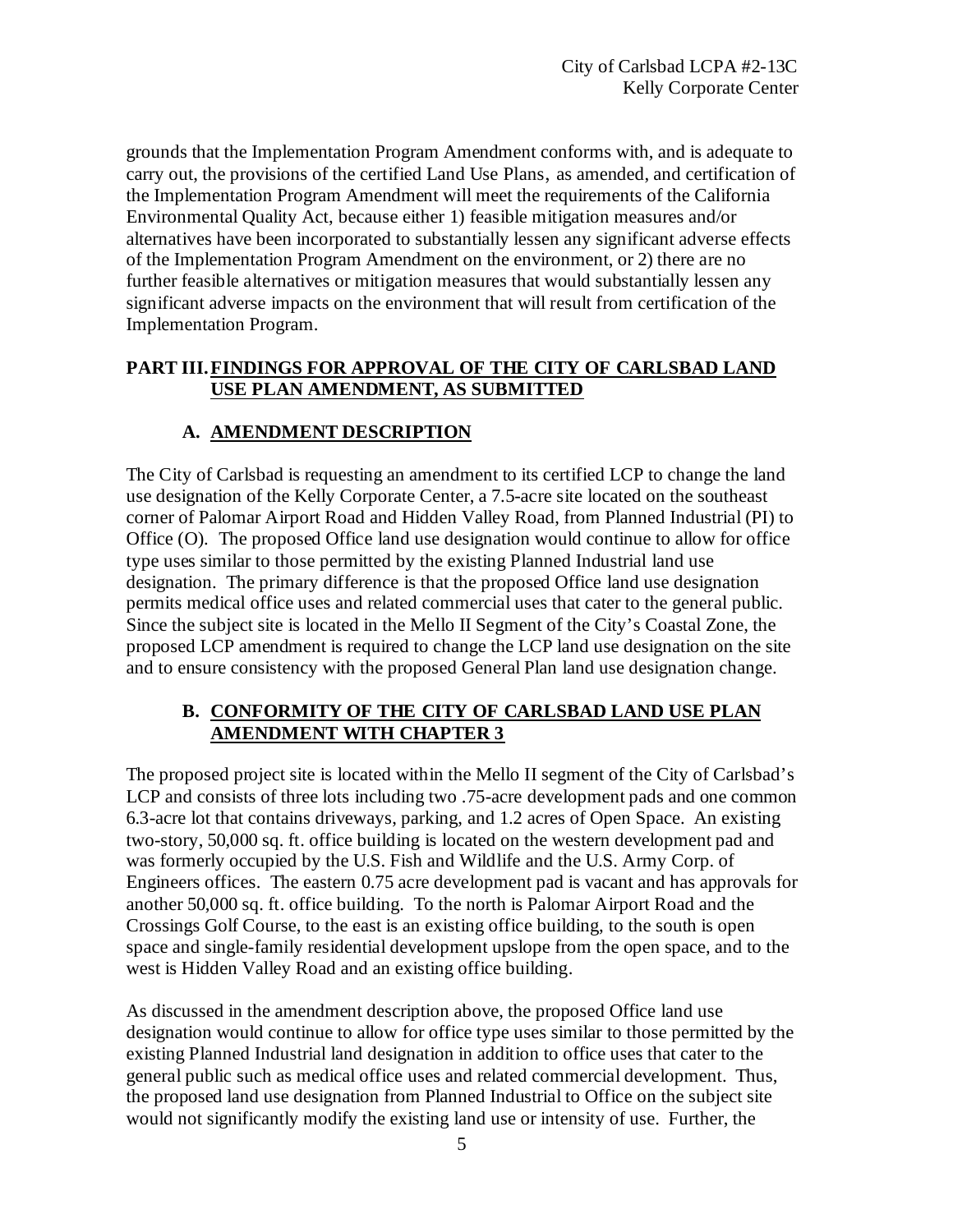grounds that the Implementation Program Amendment conforms with, and is adequate to carry out, the provisions of the certified Land Use Plans, as amended, and certification of the Implementation Program Amendment will meet the requirements of the California Environmental Quality Act, because either 1) feasible mitigation measures and/or alternatives have been incorporated to substantially lessen any significant adverse effects of the Implementation Program Amendment on the environment, or 2) there are no further feasible alternatives or mitigation measures that would substantially lessen any significant adverse impacts on the environment that will result from certification of the Implementation Program.

## PART III. FINDINGS FOR APPROVAL OF THE CITY OF CARLSBAD LAND USE PLAN AMENDMENT, AS SUBMITTED

### A. AMENDMENT DESCRIPTION

The City of Carlsbad is requesting an amendment to its certified LCP to change the land use designation of the Kelly Corporate Center, a 7.5-acre site located on the southeast corner of Palomar Airport Road and Hidden Valley Road, from Planned Industrial (PI) to Office (O). The proposed Office land use designation would continue to allow for office type uses similar to those permitted by the existing Planned Industrial land use designation. The primary difference is that the proposed Office land use designation permits medical office uses and related commercial uses that cater to the general public. Since the subject site is located in the Mello II Segment of the City's Coastal Zone, the proposed LCP amendment is required to change the LCP land use designation on the site and to ensure consistency with the proposed General Plan land use designation change.

### B. CONFORMITY OF THE CITY OF CARLSBAD LAND USE PLAN AMENDMENT WITH CHAPTER 3

The proposed project site is located within the Mello II segment of the City of Carlsbad's LCP and consists of three lots including two .75-acre development pads and one common 6.3-acre lot that contains driveways, parking, and 1.2 acres of Open Space. An existing two-story, 50,000 sq. ft. office building is located on the western development pad and was formerly occupied by the U.S. Fish and Wildlife and the U.S. Army Corp. of Engineers offices. The eastern 0.75 acre development pad is vacant and has approvals for another 50,000 sq. ft. office building. To the north is Palomar Airport Road and the Crossings Golf Course, to the east is an existing office building, to the south is open space and single-family residential development upslope from the open space, and to the west is Hidden Valley Road and an existing office building.

As discussed in the amendment description above, the proposed Office land use designation would continue to allow for office type uses similar to those permitted by the existing Planned Industrial land designation in addition to office uses that cater to the general public such as medical office uses and related commercial development. Thus, the proposed land use designation from Planned Industrial to Office on the subject site would not significantly modify the existing land use or intensity of use. Further, the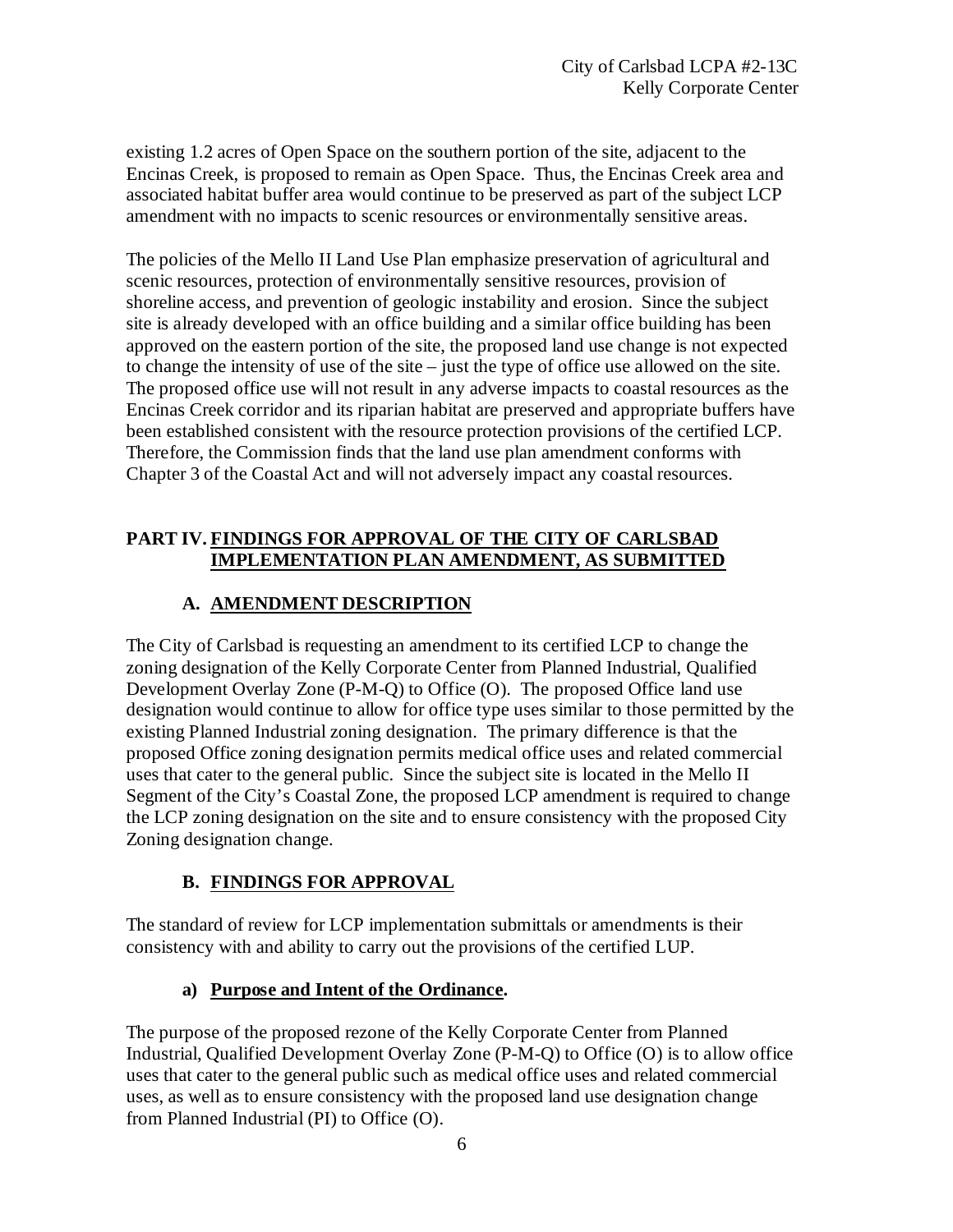existing 1.2 acres of Open Space on the southern portion of the site, adjacent to the Encinas Creek, is proposed to remain as Open Space. Thus, the Encinas Creek area and associated habitat buffer area would continue to be preserved as part of the subject LCP amendment with no impacts to scenic resources or environmentally sensitive areas.

The policies of the Mello II Land Use Plan emphasize preservation of agricultural and scenic resources, protection of environmentally sensitive resources, provision of shoreline access, and prevention of geologic instability and erosion. Since the subject site is already developed with an office building and a similar office building has been approved on the eastern portion of the site, the proposed land use change is not expected to change the intensity of use of the site – just the type of office use allowed on the site. The proposed office use will not result in any adverse impacts to coastal resources as the Encinas Creek corridor and its riparian habitat are preserved and appropriate buffers have been established consistent with the resource protection provisions of the certified LCP. Therefore, the Commission finds that the land use plan amendment conforms with Chapter 3 of the Coastal Act and will not adversely impact any coastal resources.

## PART IV. FINDINGS FOR APPROVAL OF THE CITY OF CARLSBAD IMPLEMENTATION PLAN AMENDMENT, AS SUBMITTED

### A. AMENDMENT DESCRIPTION

The City of Carlsbad is requesting an amendment to its certified LCP to change the zoning designation of the Kelly Corporate Center from Planned Industrial, Qualified Development Overlay Zone (P-M-Q) to Office (O). The proposed Office land use designation would continue to allow for office type uses similar to those permitted by the existing Planned Industrial zoning designation. The primary difference is that the proposed Office zoning designation permits medical office uses and related commercial uses that cater to the general public. Since the subject site is located in the Mello II Segment of the City's Coastal Zone, the proposed LCP amendment is required to change the LCP zoning designation on the site and to ensure consistency with the proposed City Zoning designation change.

### B. FINDINGS FOR APPROVAL

The standard of review for LCP implementation submittals or amendments is their consistency with and ability to carry out the provisions of the certified LUP.

#### a) Purpose and Intent of the Ordinance.

The purpose of the proposed rezone of the Kelly Corporate Center from Planned Industrial, Qualified Development Overlay Zone (P-M-Q) to Office (O) is to allow office uses that cater to the general public such as medical office uses and related commercial uses, as well as to ensure consistency with the proposed land use designation change from Planned Industrial (PI) to Office (O).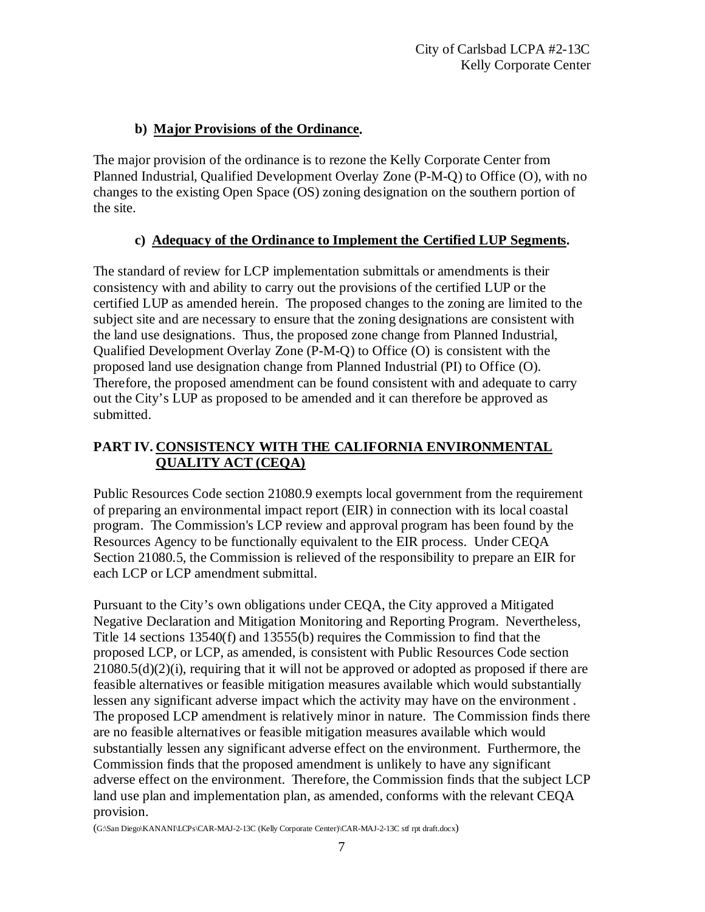### b) Major Provisions of the Ordinance.

The major provision of the ordinance is to rezone the Kelly Corporate Center from Planned Industrial, Qualified Development Overlay Zone (P-M-Q) to Office (O), with no changes to the existing Open Space (OS) zoning designation on the southern portion of the site.

### c) Adequacy of the Ordinance to Implement the Certified LUP Segments.

The standard of review for LCP implementation submittals or amendments is their consistency with and ability to carry out the provisions of the certified LUP or the certified LUP as amended herein. The proposed changes to the zoning are limited to the subject site and are necessary to ensure that the zoning designations are consistent with the land use designations. Thus, the proposed zone change from Planned Industrial, Qualified Development Overlay Zone (P-M-Q) to Office (O) is consistent with the proposed land use designation change from Planned Industrial (PI) to Office (O). Therefore, the proposed amendment can be found consistent with and adequate to carry out the City's LUP as proposed to be amended and it can therefore be approved as submitted.

## PART IV. CONSISTENCY WITH THE CALIFORNIA ENVIRONMENTAL QUALITY ACT (CEQA)

Public Resources Code section 21080.9 exempts local government from the requirement of preparing an environmental impact report (EIR) in connection with its local coastal program. The Commission's LCP review and approval program has been found by the Resources Agency to be functionally equivalent to the EIR process. Under CEQA Section 21080.5, the Commission is relieved of the responsibility to prepare an EIR for each LCP or LCP amendment submittal.

Pursuant to the City's own obligations under CEQA, the City approved a Mitigated Negative Declaration and Mitigation Monitoring and Reporting Program. Nevertheless, Title 14 sections 13540(f) and 13555(b) requires the Commission to find that the proposed LCP, or LCP, as amended, is consistent with Public Resources Code section 21080.5(d)(2)(i), requiring that it will not be approved or adopted as proposed if there are feasible alternatives or feasible mitigation measures available which would substantially lessen any significant adverse impact which the activity may have on the environment . The proposed LCP amendment is relatively minor in nature. The Commission finds there are no feasible alternatives or feasible mitigation measures available which would substantially lessen any significant adverse effect on the environment. Furthermore, the Commission finds that the proposed amendment is unlikely to have any significant adverse effect on the environment. Therefore, the Commission finds that the subject LCP land use plan and implementation plan, as amended, conforms with the relevant CEQA provision.

(G:\San Diego\KANANI\LCPs\CAR-MAJ-2-13C (Kelly Corporate Center)\CAR-MAJ-2-13C stf rpt draft.docx)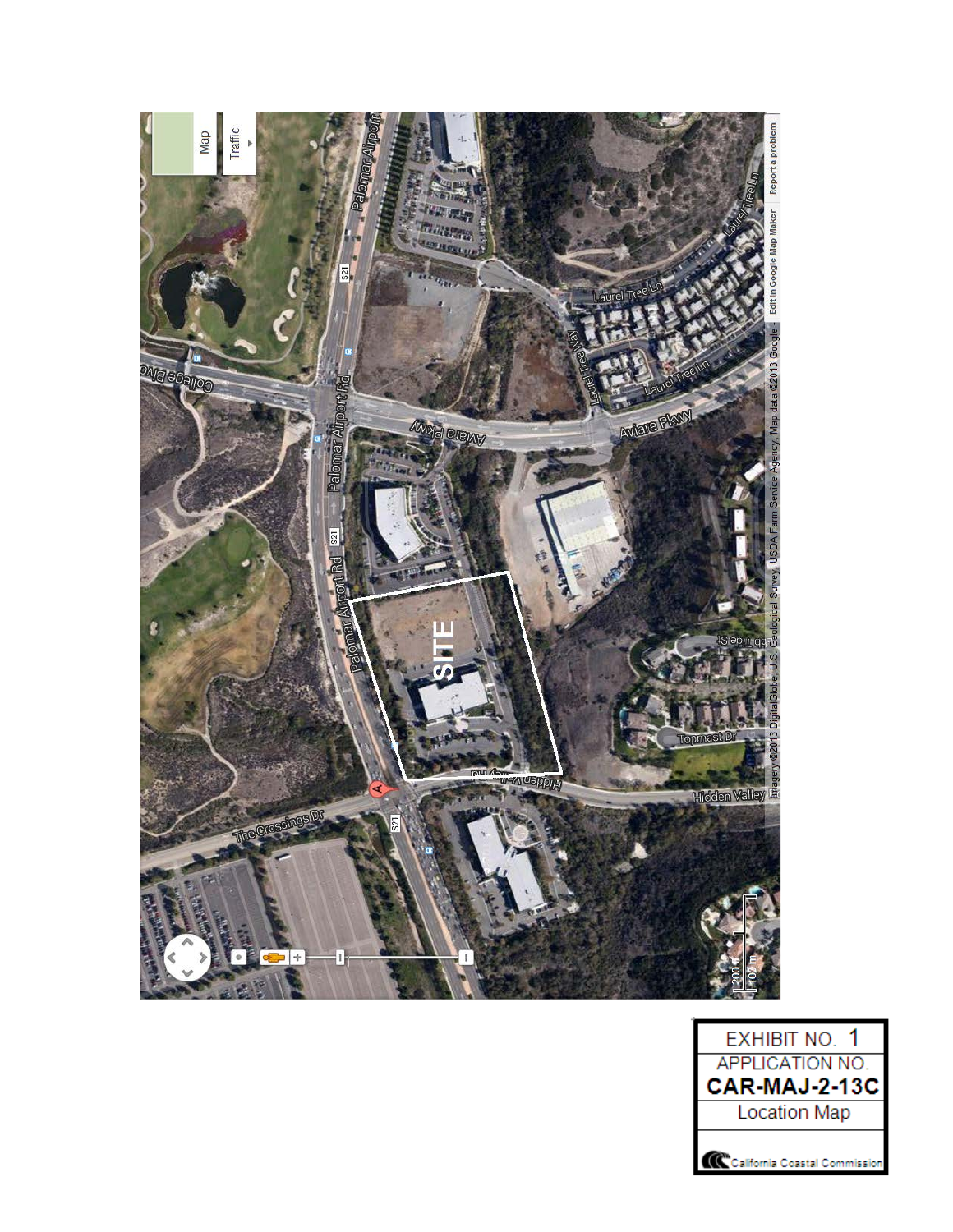| EXHIBIT NO. 1 |
| --- |
| APPLICATION NO. |
| **CAR-MAJ-2-13C** |
| Location Map |
| California Coastal Commission |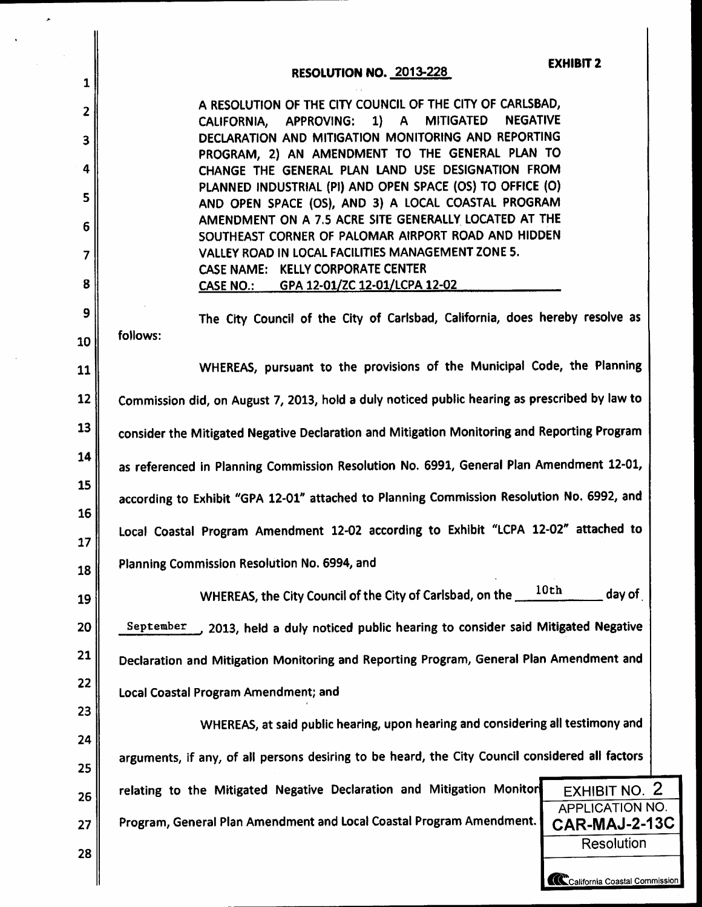**EXHIBIT 2**

## RESOLUTION NO. 2013-228

A RESOLUTION OF THE CITY COUNCIL OF THE CITY OF CARLSBAD, CALIFORNIA, APPROVING: 1) A MITIGATED NEGATIVE DECLARATION AND MITIGATION MONITORING AND REPORTING PROGRAM, 2) AN AMENDMENT TO THE GENERAL PLAN TO CHANGE THE GENERAL PLAN LAND USE DESIGNATION FROM PLANNED INDUSTRIAL (PI) AND OPEN SPACE (OS) TO OFFICE (O) AND OPEN SPACE (OS), AND 3) A LOCAL COASTAL PROGRAM AMENDMENT ON A 7.5 ACRE SITE GENERALLY LOCATED AT THE SOUTHEAST CORNER OF PALOMAR AIRPORT ROAD AND HIDDEN VALLEY ROAD IN LOCAL FACILITIES MANAGEMENT ZONE 5.
CASE NAME: KELLY CORPORATE CENTER
CASE NO.: GPA 12-01/ZC 12-01/LCPA 12-02

The City Council of the City of Carlsbad, California, does hereby resolve as follows:

WHEREAS, pursuant to the provisions of the Municipal Code, the Planning Commission did, on August 7, 2013, hold a duly noticed public hearing as prescribed by law to consider the Mitigated Negative Declaration and Mitigation Monitoring and Reporting Program as referenced in Planning Commission Resolution No. 6991, General Plan Amendment 12-01, according to Exhibit "GPA 12-01" attached to Planning Commission Resolution No. 6992, and Local Coastal Program Amendment 12-02 according to Exhibit "LCPA 12-02" attached to Planning Commission Resolution No. 6994, and

WHEREAS, the City Council of the City of Carlsbad, on the 10th day of September, 2013, held a duly noticed public hearing to consider said Mitigated Negative Declaration and Mitigation Monitoring and Reporting Program, General Plan Amendment and Local Coastal Program Amendment; and

WHEREAS, at said public hearing, upon hearing and considering all testimony and arguments, if any, of all persons desiring to be heard, the City Council considered all factors relating to the Mitigated Negative Declaration and Mitigation Monitoring and Reporting Program, General Plan Amendment and Local Coastal Program Amendment.

EXHIBIT NO. 2
APPLICATION NO. CAR-MAJ-2-13C
Resolution
California Coastal Commission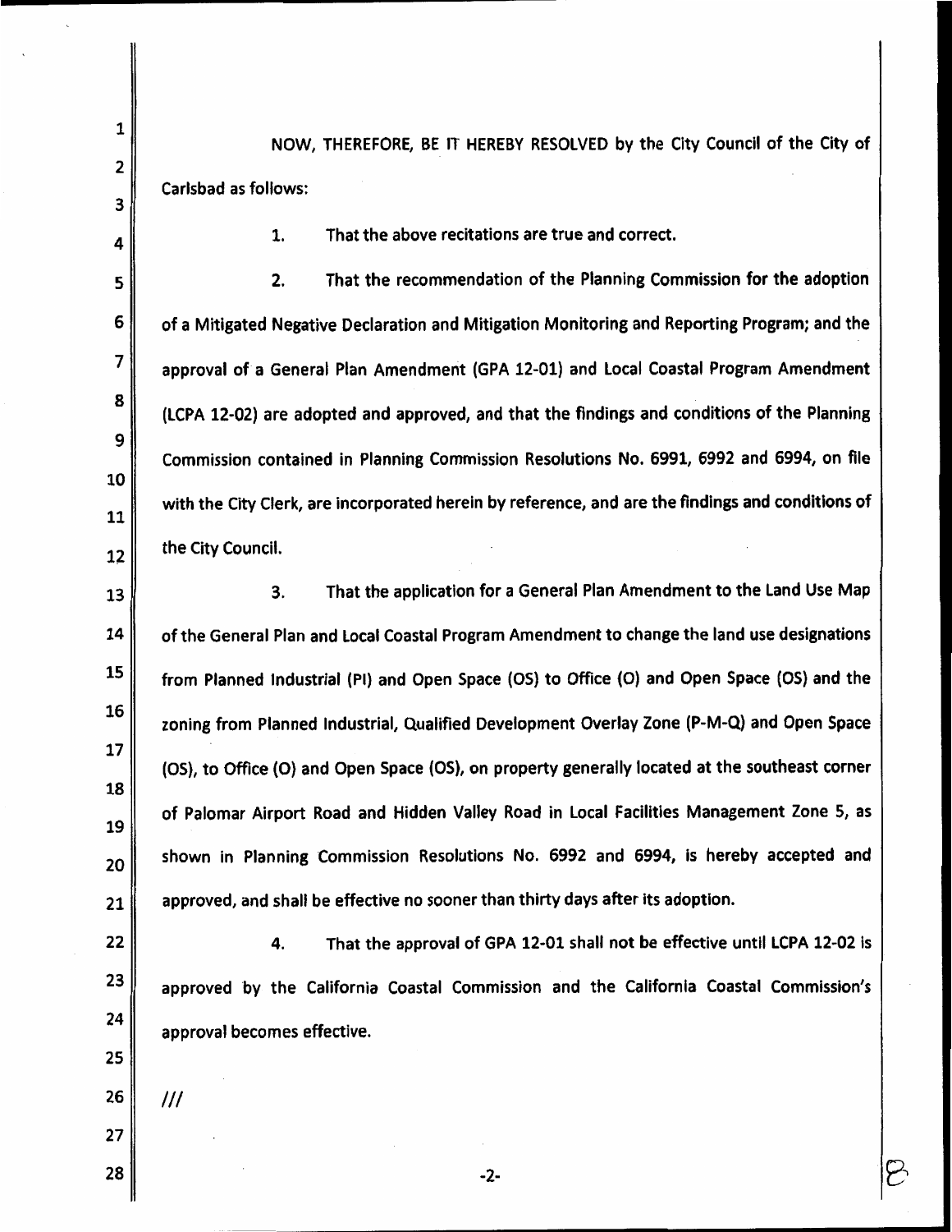NOW, THEREFORE, BE IT HEREBY RESOLVED by the City Council of the City of Carlsbad as follows:

1. That the above recitations are true and correct.

2. That the recommendation of the Planning Commission for the adoption of a Mitigated Negative Declaration and Mitigation Monitoring and Reporting Program; and the approval of a General Plan Amendment (GPA 12-01) and Local Coastal Program Amendment (LCPA 12-02) are adopted and approved, and that the findings and conditions of the Planning Commission contained in Planning Commission Resolutions No. 6991, 6992 and 6994, on file with the City Clerk, are incorporated herein by reference, and are the findings and conditions of the City Council.

3. That the application for a General Plan Amendment to the Land Use Map of the General Plan and Local Coastal Program Amendment to change the land use designations from Planned Industrial (PI) and Open Space (OS) to Office (O) and Open Space (OS) and the zoning from Planned Industrial, Qualified Development Overlay Zone (P-M-Q) and Open Space (OS), to Office (O) and Open Space (OS), on property generally located at the southeast corner of Palomar Airport Road and Hidden Valley Road in Local Facilities Management Zone 5, as shown in Planning Commission Resolutions No. 6992 and 6994, is hereby accepted and approved, and shall be effective no sooner than thirty days after its adoption.

4. That the approval of GPA 12-01 shall not be effective until LCPA 12-02 is approved by the California Coastal Commission and the California Coastal Commission's approval becomes effective.

///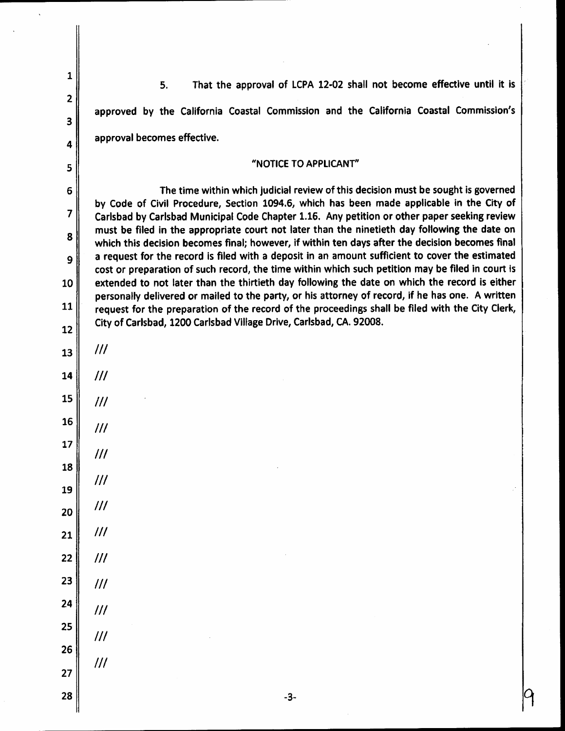5. That the approval of LCPA 12-02 shall not become effective until it is approved by the California Coastal Commission and the California Coastal Commission's approval becomes effective.

"NOTICE TO APPLICANT"

The time within which judicial review of this decision must be sought is governed by Code of Civil Procedure, Section 1094.6, which has been made applicable in the City of Carlsbad by Carlsbad Municipal Code Chapter 1.16. Any petition or other paper seeking review must be filed in the appropriate court not later than the ninetieth day following the date on which this decision becomes final; however, if within ten days after the decision becomes final a request for the record is filed with a deposit in an amount sufficient to cover the estimated cost or preparation of such record, the time within which such petition may be filed in court is extended to not later than the thirtieth day following the date on which the record is either personally delivered or mailed to the party, or his attorney of record, if he has one. A written request for the preparation of the record of the proceedings shall be filed with the City Clerk, City of Carlsbad, 1200 Carlsbad Village Drive, Carlsbad, CA. 92008.

///

///

///

///

///

///

///

///

///

///

///

///

///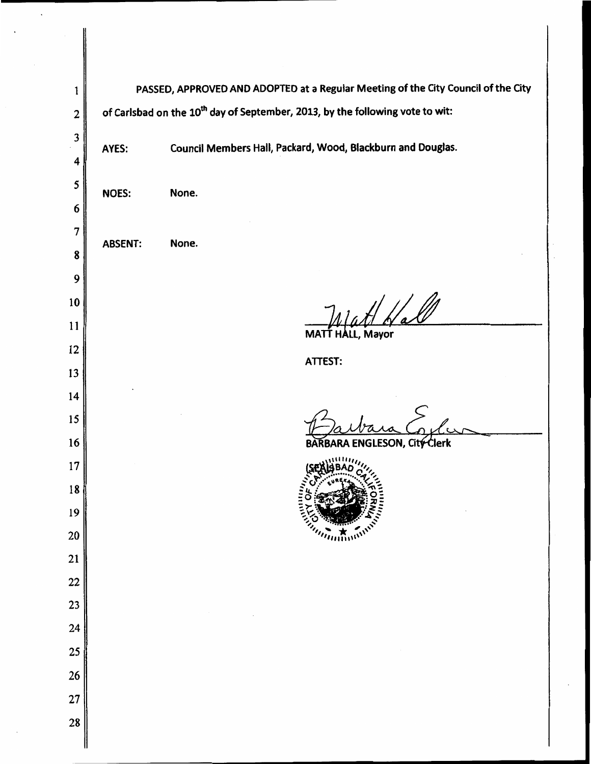PASSED, APPROVED AND ADOPTED at a Regular Meeting of the City Council of the City of Carlsbad on the 10th day of September, 2013, by the following vote to wit:

AYES: Council Members Hall, Packard, Wood, Blackburn and Douglas.

NOES: None.

ABSENT: None.

MATT HALL, Mayor

ATTEST:

BARBARA ENGLESON, City Clerk

(SEAL)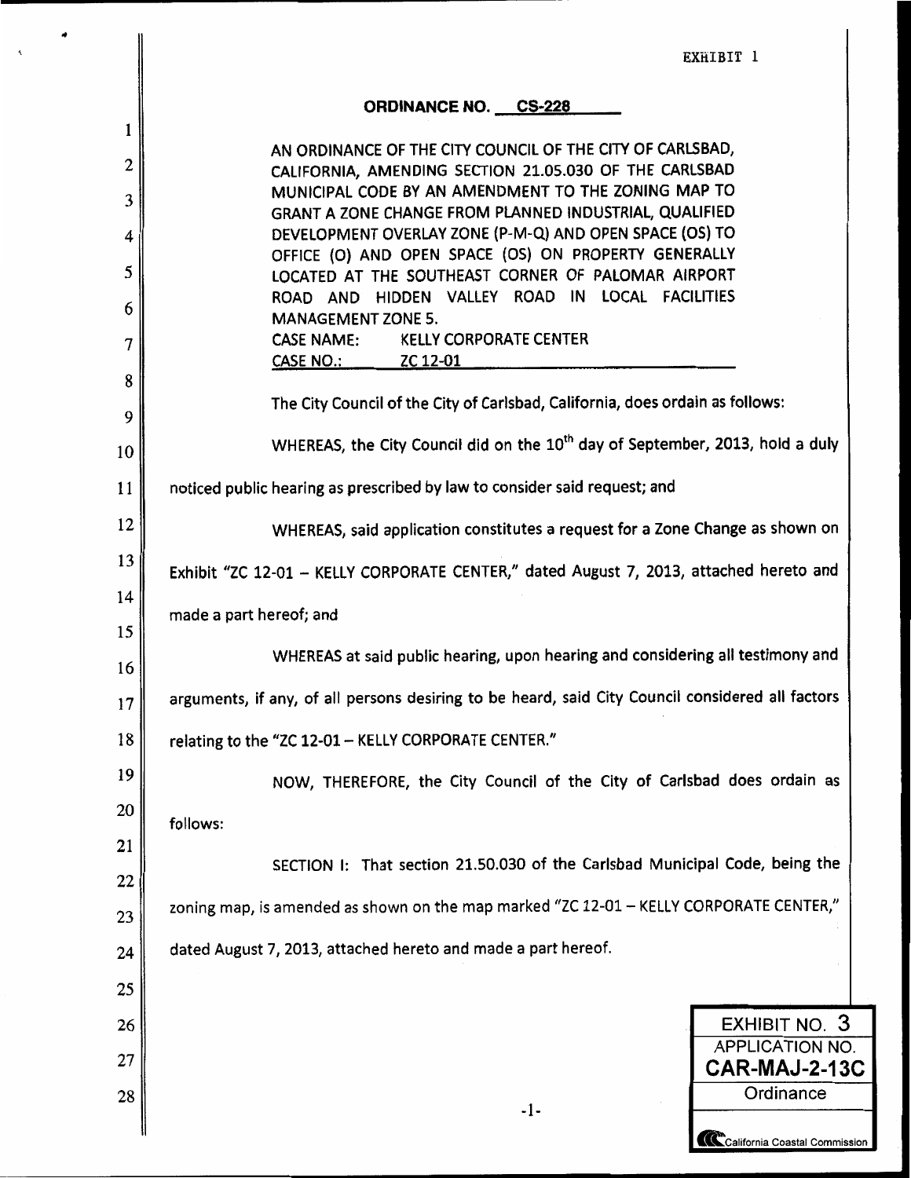EXHIBIT 1

**ORDINANCE NO. CS-228**

AN ORDINANCE OF THE CITY COUNCIL OF THE CITY OF CARLSBAD, CALIFORNIA, AMENDING SECTION 21.05.030 OF THE CARLSBAD MUNICIPAL CODE BY AN AMENDMENT TO THE ZONING MAP TO GRANT A ZONE CHANGE FROM PLANNED INDUSTRIAL, QUALIFIED DEVELOPMENT OVERLAY ZONE (P-M-Q) AND OPEN SPACE (OS) TO OFFICE (O) AND OPEN SPACE (OS) ON PROPERTY GENERALLY LOCATED AT THE SOUTHEAST CORNER OF PALOMAR AIRPORT ROAD AND HIDDEN VALLEY ROAD IN LOCAL FACILITIES MANAGEMENT ZONE 5.
CASE NAME: KELLY CORPORATE CENTER
CASE NO.: ZC 12-01

The City Council of the City of Carlsbad, California, does ordain as follows:

WHEREAS, the City Council did on the 10th day of September, 2013, hold a duly noticed public hearing as prescribed by law to consider said request; and

WHEREAS, said application constitutes a request for a Zone Change as shown on Exhibit "ZC 12-01 – KELLY CORPORATE CENTER," dated August 7, 2013, attached hereto and made a part hereof; and

WHEREAS at said public hearing, upon hearing and considering all testimony and arguments, if any, of all persons desiring to be heard, said City Council considered all factors relating to the "ZC 12-01 – KELLY CORPORATE CENTER."

NOW, THEREFORE, the City Council of the City of Carlsbad does ordain as follows:

SECTION I: That section 21.50.030 of the Carlsbad Municipal Code, being the zoning map, is amended as shown on the map marked "ZC 12-01 – KELLY CORPORATE CENTER," dated August 7, 2013, attached hereto and made a part hereof.

EXHIBIT NO. 3
APPLICATION NO.
**CAR-MAJ-2-13C**
Ordinance
California Coastal Commission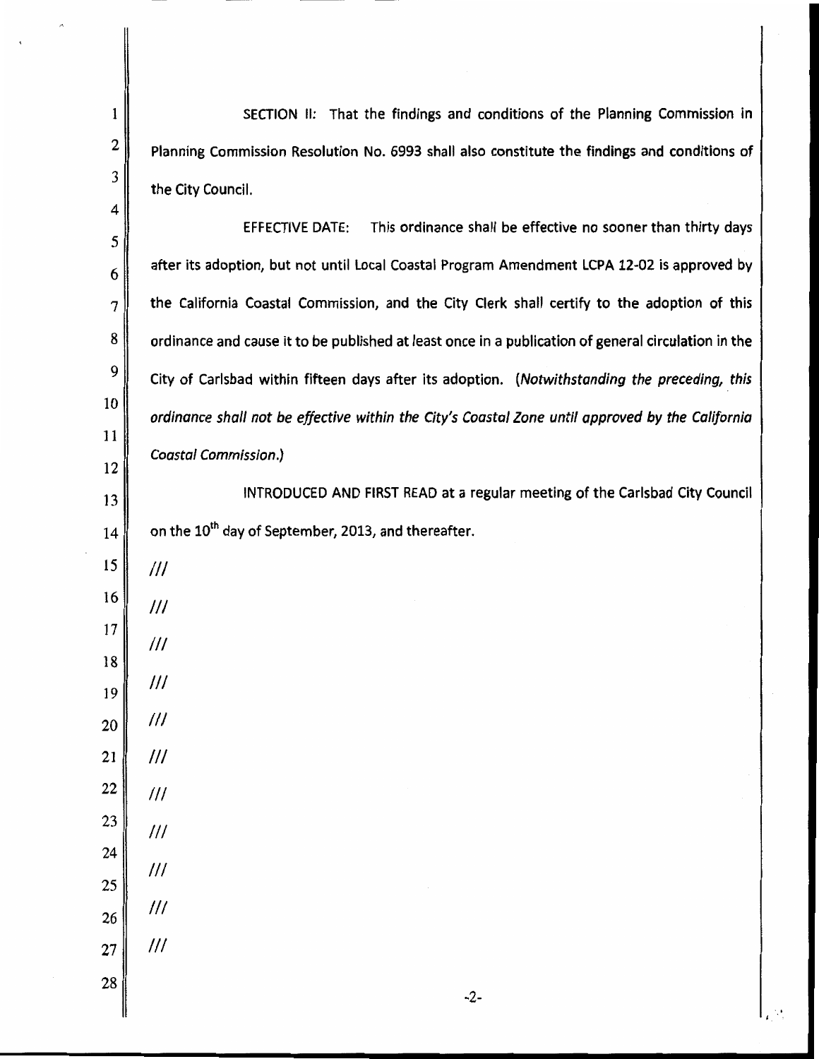SECTION II: That the findings and conditions of the Planning Commission in Planning Commission Resolution No. 6993 shall also constitute the findings and conditions of the City Council.

EFFECTIVE DATE: This ordinance shall be effective no sooner than thirty days after its adoption, but not until Local Coastal Program Amendment LCPA 12-02 is approved by the California Coastal Commission, and the City Clerk shall certify to the adoption of this ordinance and cause it to be published at least once in a publication of general circulation in the City of Carlsbad within fifteen days after its adoption. (*Notwithstanding the preceding, this ordinance shall not be effective within the City's Coastal Zone until approved by the California Coastal Commission.*)

INTRODUCED AND FIRST READ at a regular meeting of the Carlsbad City Council on the 10th day of September, 2013, and thereafter.

///

///

///

///

///

///

///

///

///

///

///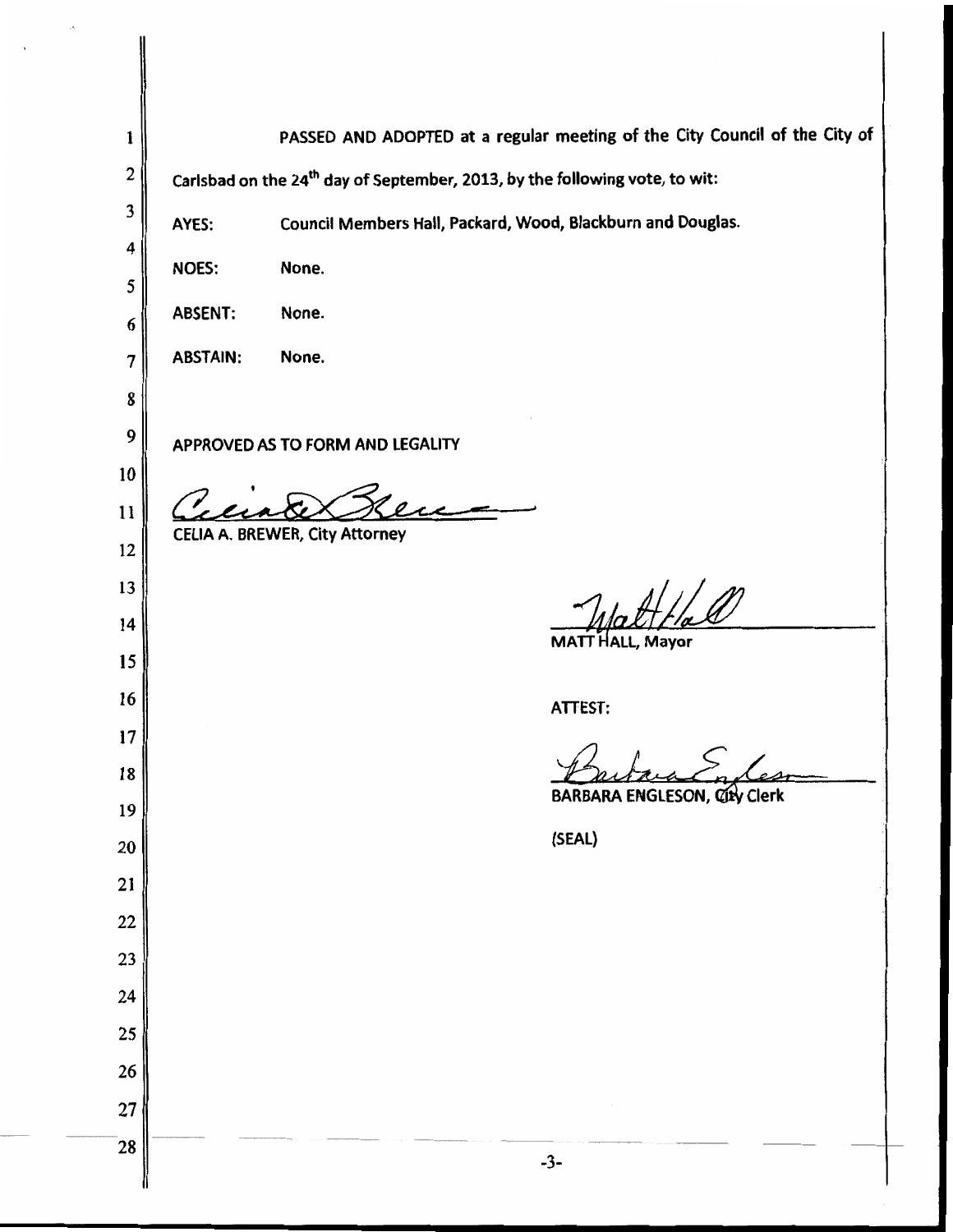PASSED AND ADOPTED at a regular meeting of the City Council of the City of Carlsbad on the 24th day of September, 2013, by the following vote, to wit:

AYES: Council Members Hall, Packard, Wood, Blackburn and Douglas.

NOES: None.

ABSENT: None.

ABSTAIN: None.

APPROVED AS TO FORM AND LEGALITY

CELIA A. BREWER, City Attorney

MATT HALL, Mayor

ATTEST:

BARBARA ENGLESON, City Clerk

(SEAL)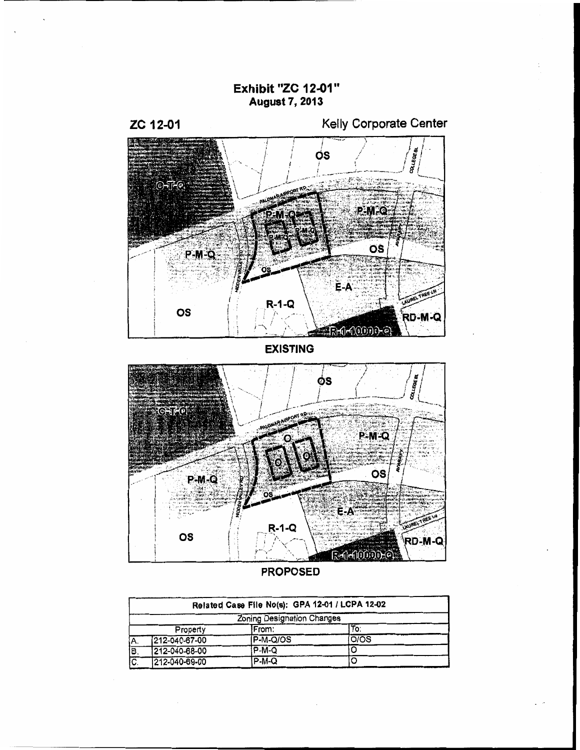**Exhibit "ZC 12-01"**
**August 7, 2013**

**ZC 12-01** Kelly Corporate Center

EXISTING

PROPOSED

| Related Case File No(s): GPA 12-01 / LCPA 12-02 | | | |
|---|---|---|---|
| Zoning Designation Changes | | | |
| Property | | From: | To: |
| A. | 212-040-67-00 | P-M-Q/OS | O/OS |
| B. | 212-040-68-00 | P-M-Q | O |
| C. | 212-040-69-00 | P-M-Q | O |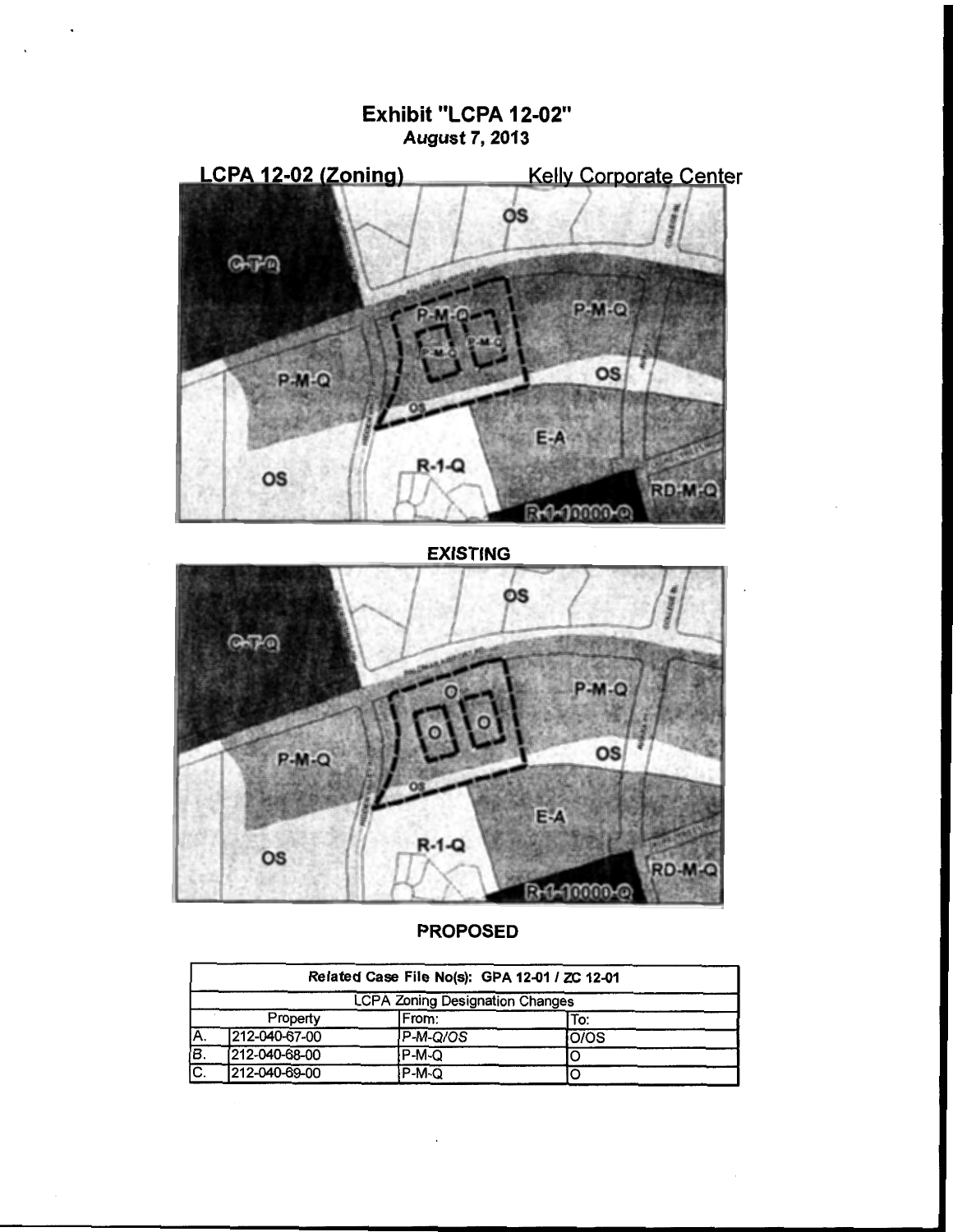# Exhibit "LCPA 12-02"

**August 7, 2013**

LCPA 12-02 (Zoning) Kelly Corporate Center

**EXISTING**

**PROPOSED**

| Related Case File No(s): GPA 12-01 / ZC 12-01 | | | |
|---|---|---|---|
| LCPA Zoning Designation Changes | | | |
| | Property | From: | To: |
| A. | 212-040-67-00 | P-M-Q/OS | O/OS |
| B. | 212-040-68-00 | P-M-Q | O |
| C. | 212-040-69-00 | P-M-Q | O |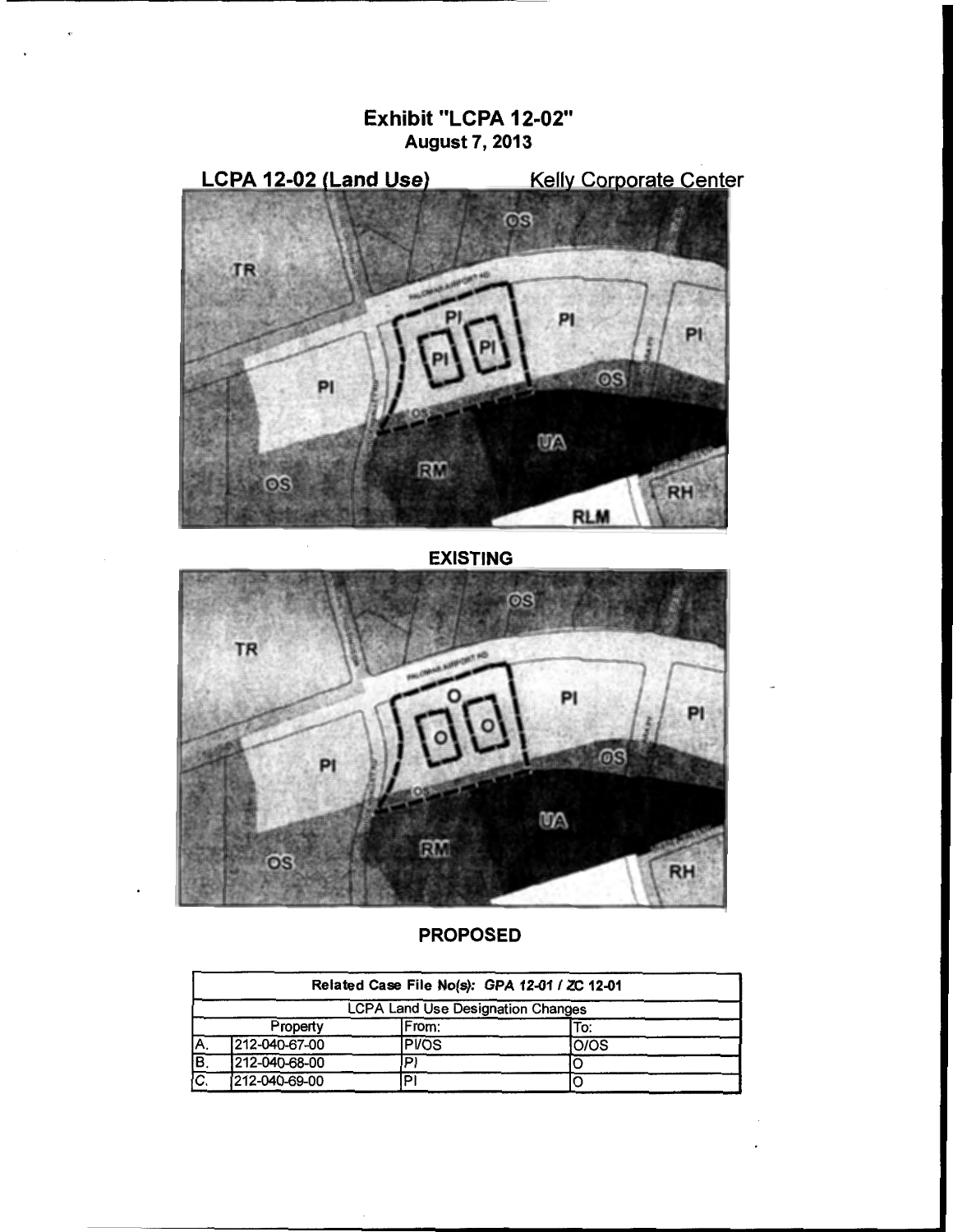# Exhibit "LCPA 12-02"

**August 7, 2013**

**LCPA 12-02 (Land Use)** Kelly Corporate Center

OS
TR
PI
PI
PI
PI
PI
PI
OS
OS
UA
RM
OS
RH
RLM

**EXISTING**

OS
TR
O
O
O
PI
PI
PI
OS
OS
UA
RM
OS
RH

**PROPOSED**

| Related Case File No(s): *GPA 12-01 / ZC 12-01* | | | |
|---|---|---|---|
| LCPA Land Use Designation Changes | | | |
| | Property | From: | To: |
| A. | 212-040-67-00 | PI/OS | O/OS |
| B. | 212-040-68-00 | PI | O |
| C. | 212-040-69-00 | PI | O |